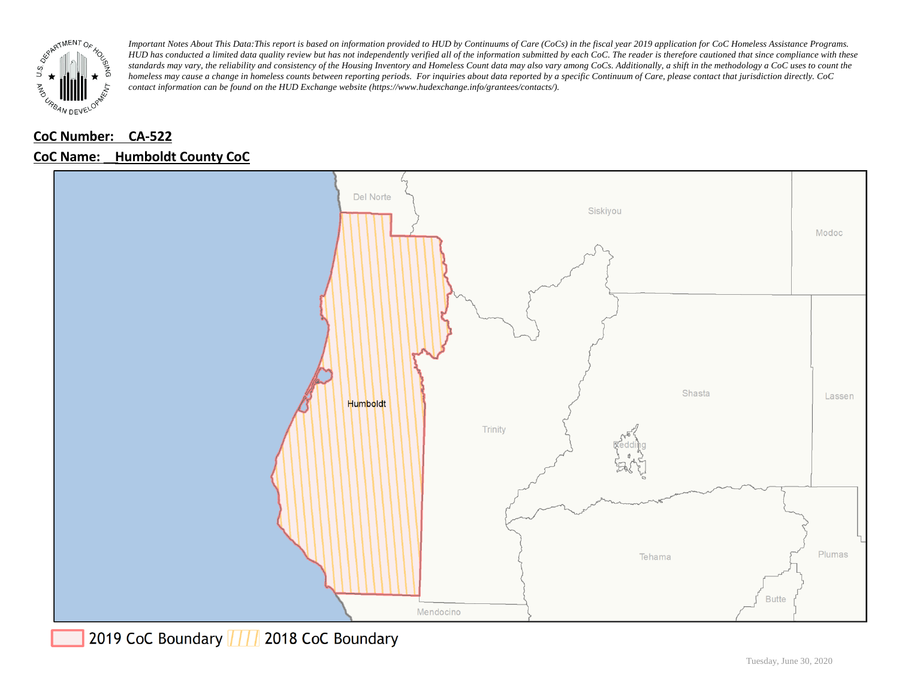*Important Notes About This Data: This report is based on information provided to HUD by Continuums of Care (CoCs) in the fiscal year 2019 application for CoC Homeless Assistance Programs. HUD has conducted a limited data quality review but has not independently verified all of the information submitted by each CoC. The reader is therefore cautioned that since compliance with these standards may vary, the reliability and consistency of the Housing Inventory and Homeless Count data may also vary among CoCs. Additionally, a shift in the methodology a CoC uses to count the homeless may cause a change in homeless counts between reporting periods. For inquiries about data reported by a specific Continuum of Care, please contact that jurisdiction directly. CoC contact information can be found on the HUD Exchange website (https://www.hudexchange.info/grantees/contacts/).*

**CoC Number: CA-522**

**CoC Name: Humboldt County CoC**

2019 CoC Boundary | 2018 CoC Boundary

Tuesday, June 30, 2020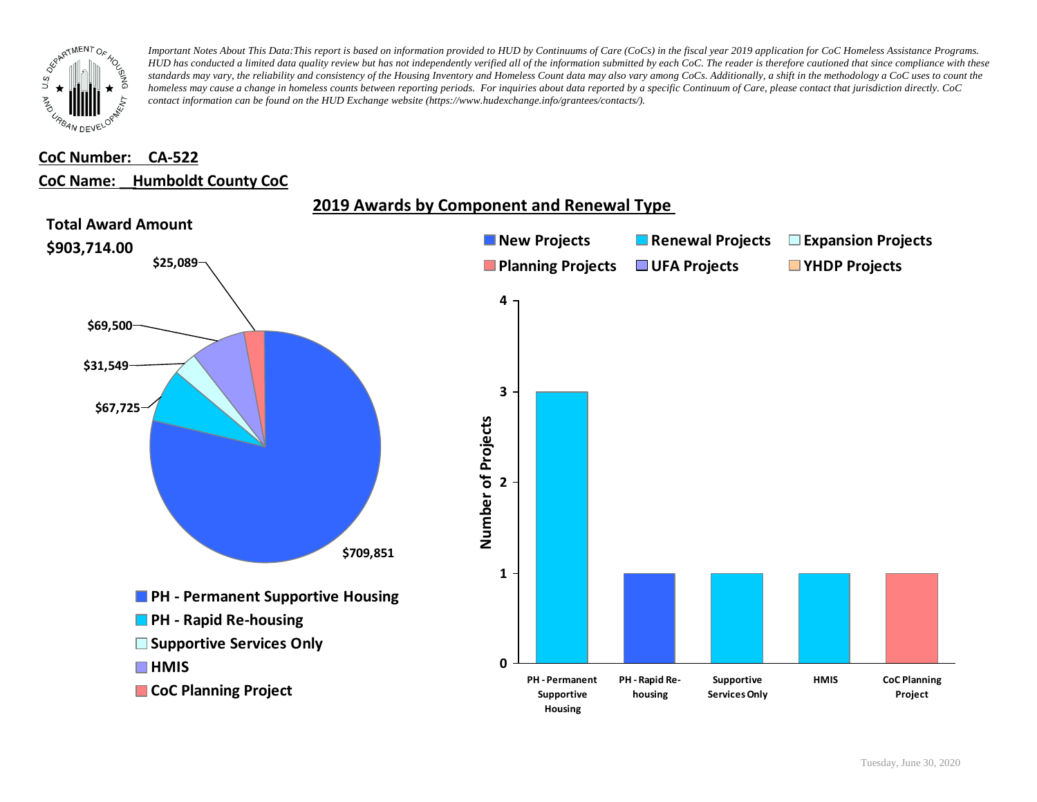*Important Notes About This Data:This report is based on information provided to HUD by Continuums of Care (CoCs) in the fiscal year 2019 application for CoC Homeless Assistance Programs. HUD has conducted a limited data quality review but has not independently verified all of the information submitted by each CoC. The reader is therefore cautioned that since compliance with these standards may vary, the reliability and consistency of the Housing Inventory and Homeless Count data may also vary among CoCs. Additionally, a shift in the methodology a CoC uses to count the homeless may cause a change in homeless counts between reporting periods. For inquiries about data reported by a specific Continuum of Care, please contact that jurisdiction directly. CoC contact information can be found on the HUD Exchange website (https://www.hudexchange.info/grantees/contacts/).*

**CoC Number: CA-522**

**CoC Name: Humboldt County CoC**

## 2019 Awards by Component and Renewal Type

**Total Award Amount**

**$903,714.00**

| Component | Award Amount |
| --- | --- |
| PH - Permanent Supportive Housing | $709,851 |
| PH - Rapid Re-housing | $67,725 |
| Supportive Services Only | $31,549 |
| HMIS | $69,500 |
| CoC Planning Project | $25,089 |

Legend: New Projects, Renewal Projects, Expansion Projects, Planning Projects, UFA Projects, YHDP Projects

| Component | Number of Projects | Project Type |
| --- | --- | --- |
| PH - Permanent Supportive Housing | 3 | Renewal Projects |
| PH - Rapid Re-housing | 1 | New Projects |
| Supportive Services Only | 1 | Renewal Projects |
| HMIS | 1 | Renewal Projects |
| CoC Planning Project | 1 | Planning Projects |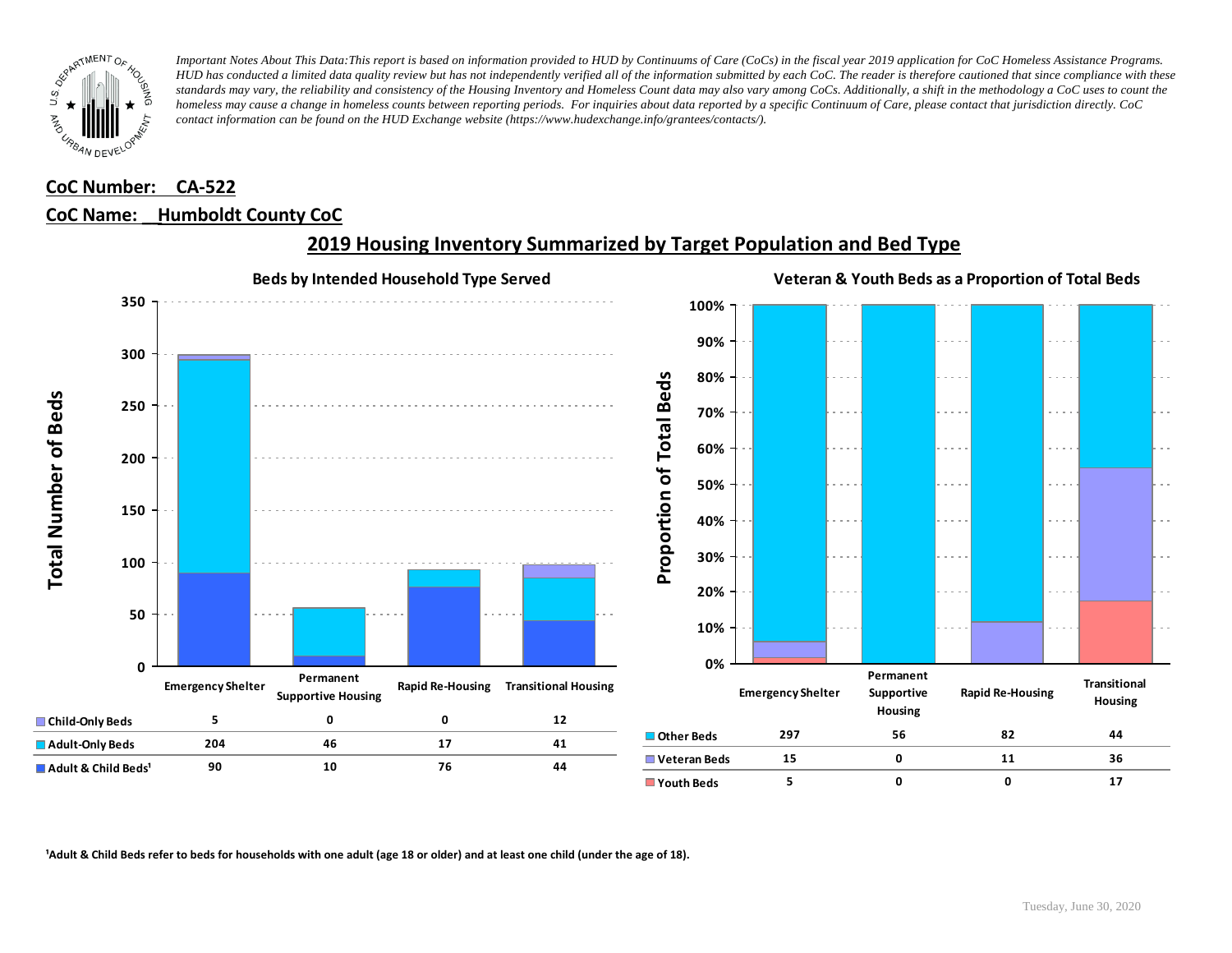*Important Notes About This Data: This report is based on information provided to HUD by Continuums of Care (CoCs) in the fiscal year 2019 application for CoC Homeless Assistance Programs. HUD has conducted a limited data quality review but has not independently verified all of the information submitted by each CoC. The reader is therefore cautioned that since compliance with these standards may vary, the reliability and consistency of the Housing Inventory and Homeless Count data may also vary among CoCs. Additionally, a shift in the methodology a CoC uses to count the homeless may cause a change in homeless counts between reporting periods. For inquiries about data reported by a specific Continuum of Care, please contact that jurisdiction directly. CoC contact information can be found on the HUD Exchange website (https://www.hudexchange.info/grantees/contacts/).*

**CoC Number: CA-522**

**CoC Name: Humboldt County CoC**

## 2019 Housing Inventory Summarized by Target Population and Bed Type

### Beds by Intended Household Type Served

| | Emergency Shelter | Permanent Supportive Housing | Rapid Re-Housing | Transitional Housing |
|---|---|---|---|---|
| Child-Only Beds | 5 | 0 | 0 | 12 |
| Adult-Only Beds | 204 | 46 | 17 | 41 |
| Adult & Child Beds[1] | 90 | 10 | 76 | 44 |

### Veteran & Youth Beds as a Proportion of Total Beds

| | Emergency Shelter | Permanent Supportive Housing | Rapid Re-Housing | Transitional Housing |
|---|---|---|---|---|
| Other Beds | 297 | 56 | 82 | 44 |
| Veteran Beds | 15 | 0 | 11 | 36 |
| Youth Beds | 5 | 0 | 0 | 17 |

[1]Adult & Child Beds refer to beds for households with one adult (age 18 or older) and at least one child (under the age of 18).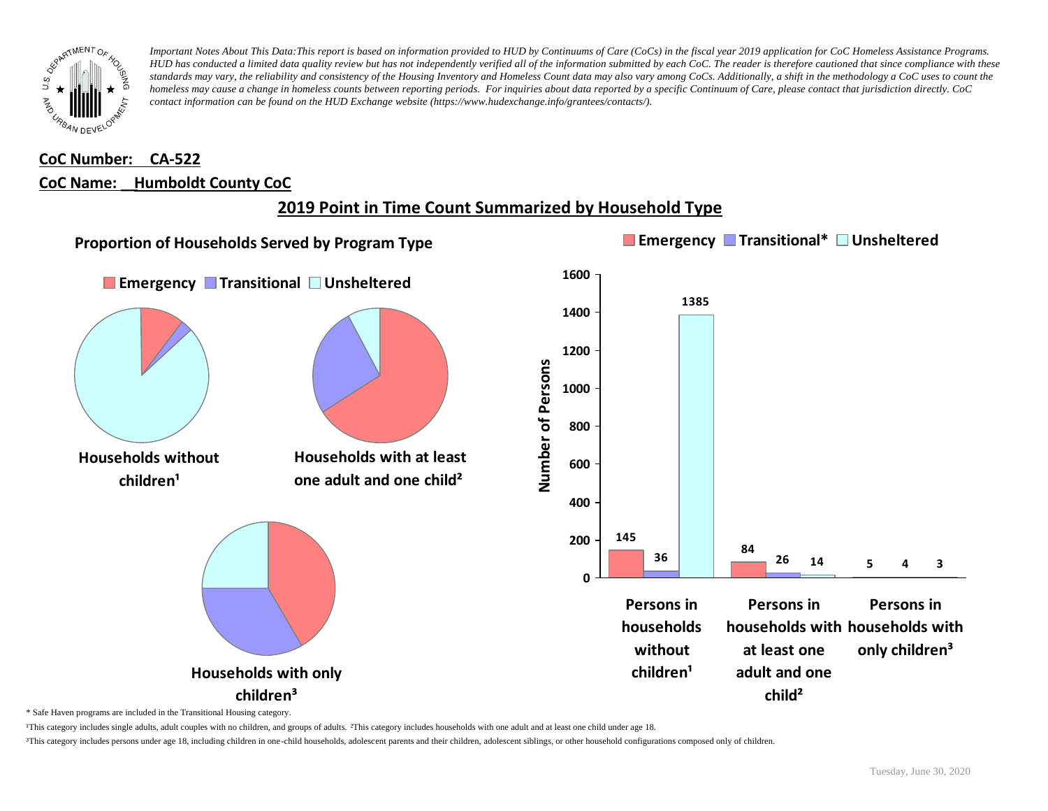*Important Notes About This Data:This report is based on information provided to HUD by Continuums of Care (CoCs) in the fiscal year 2019 application for CoC Homeless Assistance Programs. HUD has conducted a limited data quality review but has not independently verified all of the information submitted by each CoC. The reader is therefore cautioned that since compliance with these standards may vary, the reliability and consistency of the Housing Inventory and Homeless Count data may also vary among CoCs. Additionally, a shift in the methodology a CoC uses to count the homeless may cause a change in homeless counts between reporting periods. For inquiries about data reported by a specific Continuum of Care, please contact that jurisdiction directly. CoC contact information can be found on the HUD Exchange website (https://www.hudexchange.info/grantees/contacts/).*

**CoC Number: CA-522**

**CoC Name: _Humboldt County CoC**

## 2019 Point in Time Count Summarized by Household Type

### Proportion of Households Served by Program Type

Emergency | Transitional | Unsheltered

Households without children¹

Households with at least one adult and one child²

Households with only children³

Emergency | Transitional* | Unsheltered

| | Emergency | Transitional* | Unsheltered |
|---|---|---|---|
| Persons in households without children¹ | 145 | 36 | 1385 |
| Persons in households with at least one adult and one child² | 84 | 26 | 14 |
| Persons in households with only children³ | 5 | 4 | 3 |

\* Safe Haven programs are included in the Transitional Housing category.

¹This category includes single adults, adult couples with no children, and groups of adults. ²This category includes households with one adult and at least one child under age 18.

³This category includes persons under age 18, including children in one-child households, adolescent parents and their children, adolescent siblings, or other household configurations composed only of children.

Tuesday, June 30, 2020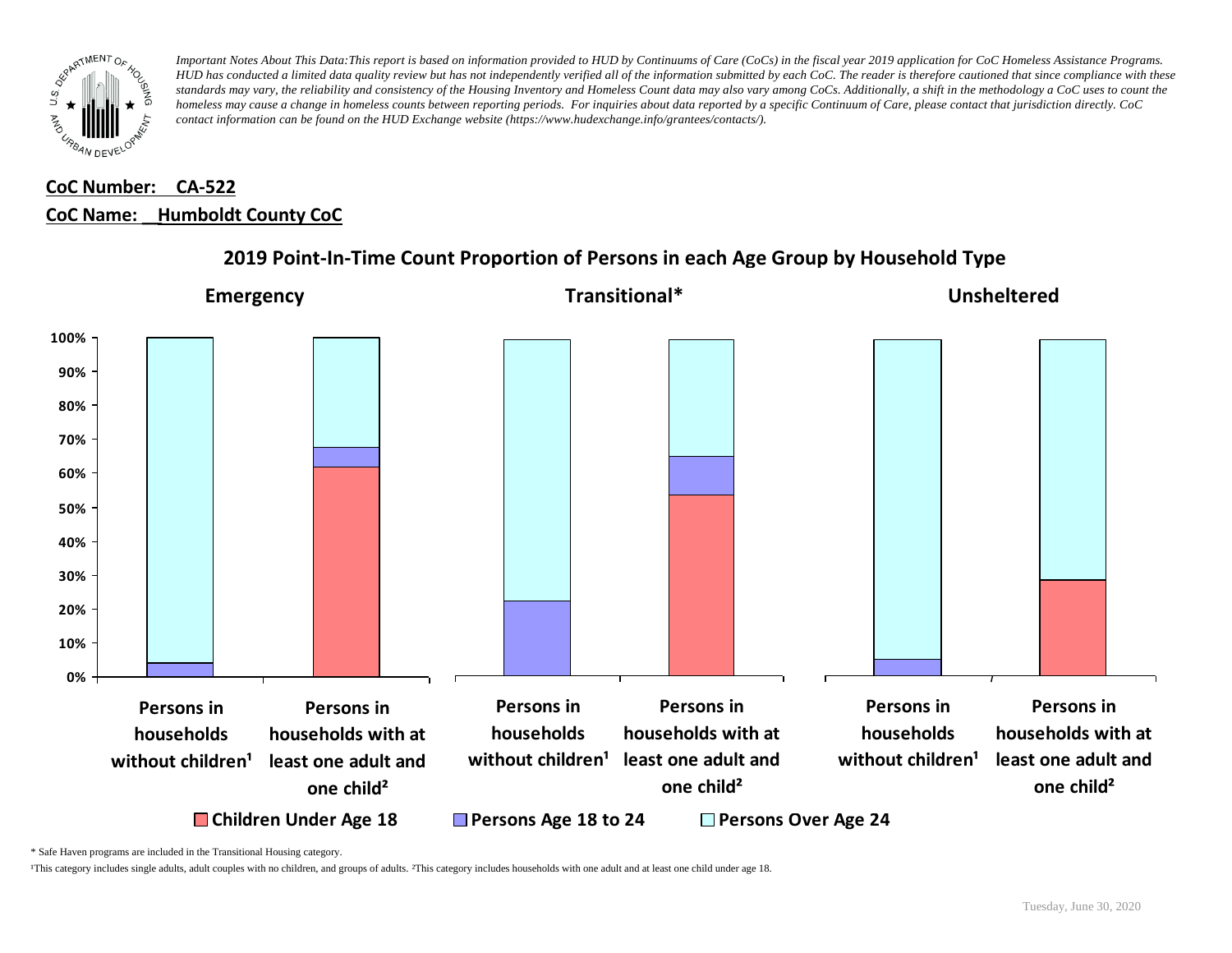*Important Notes About This Data:This report is based on information provided to HUD by Continuums of Care (CoCs) in the fiscal year 2019 application for CoC Homeless Assistance Programs. HUD has conducted a limited data quality review but has not independently verified all of the information submitted by each CoC. The reader is therefore cautioned that since compliance with these standards may vary, the reliability and consistency of the Housing Inventory and Homeless Count data may also vary among CoCs. Additionally, a shift in the methodology a CoC uses to count the homeless may cause a change in homeless counts between reporting periods. For inquiries about data reported by a specific Continuum of Care, please contact that jurisdiction directly. CoC contact information can be found on the HUD Exchange website (https://www.hudexchange.info/grantees/contacts/).*

**CoC Number: CA-522**

**CoC Name: Humboldt County CoC**

## 2019 Point-In-Time Count Proportion of Persons in each Age Group by Household Type

**Emergency** | **Transitional*** | **Unsheltered**

Persons in households without children¹ | Persons in households with at least one adult and one child²

Children Under Age 18 | Persons Age 18 to 24 | Persons Over Age 24

\* Safe Haven programs are included in the Transitional Housing category.

¹This category includes single adults, adult couples with no children, and groups of adults. ²This category includes households with one adult and at least one child under age 18.

Tuesday, June 30, 2020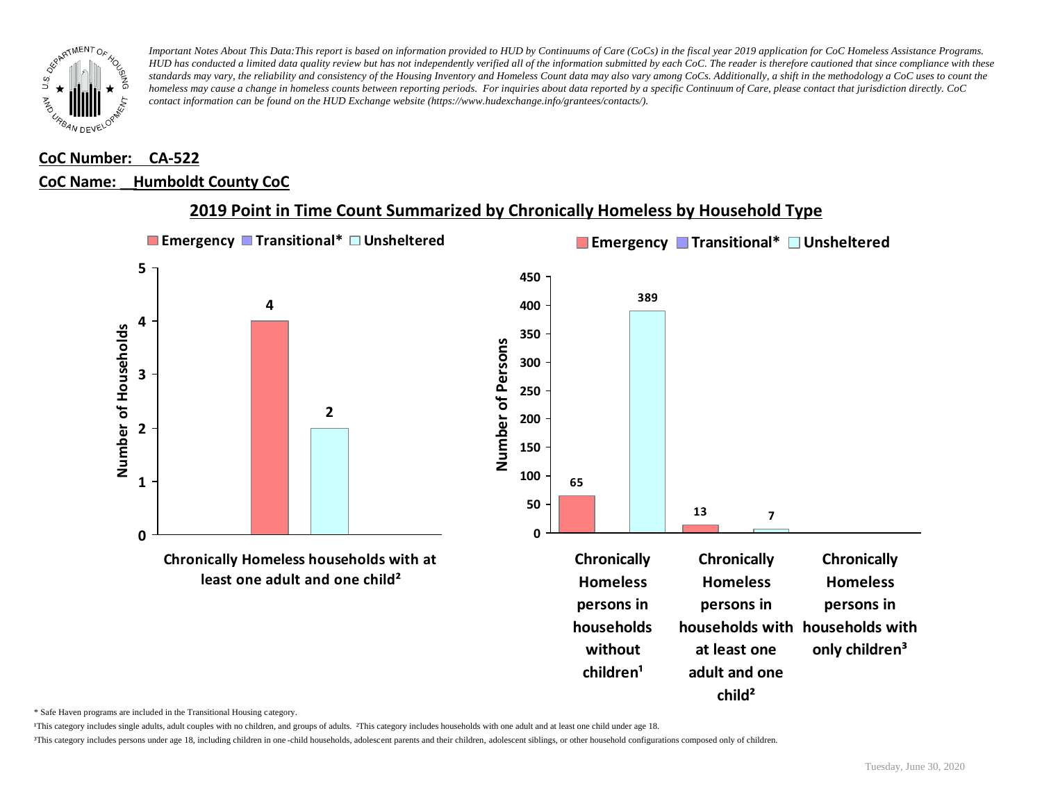*Important Notes About This Data:This report is based on information provided to HUD by Continuums of Care (CoCs) in the fiscal year 2019 application for CoC Homeless Assistance Programs. HUD has conducted a limited data quality review but has not independently verified all of the information submitted by each CoC. The reader is therefore cautioned that since compliance with these standards may vary, the reliability and consistency of the Housing Inventory and Homeless Count data may also vary among CoCs. Additionally, a shift in the methodology a CoC uses to count the homeless may cause a change in homeless counts between reporting periods. For inquiries about data reported by a specific Continuum of Care, please contact that jurisdiction directly. CoC contact information can be found on the HUD Exchange website (https://www.hudexchange.info/grantees/contacts/).*

**CoC Number: CA-522**

**CoC Name: Humboldt County CoC**

## 2019 Point in Time Count Summarized by Chronically Homeless by Household Type

**Number of Households**

| | Emergency | Transitional* | Unsheltered |
|---|---|---|---|
| Chronically Homeless households with at least one adult and one child² | 4 | | 2 |

**Number of Persons**

| | Emergency | Transitional* | Unsheltered |
|---|---|---|---|
| Chronically Homeless persons in households without children¹ | 65 | | 389 |
| Chronically Homeless persons in households with at least one adult and one child² | 13 | | 7 |
| Chronically Homeless persons in households with only children³ | | | |

\* Safe Haven programs are included in the Transitional Housing category.

¹This category includes single adults, adult couples with no children, and groups of adults. ²This category includes households with one adult and at least one child under age 18.

³This category includes persons under age 18, including children in one-child households, adolescent parents and their children, adolescent siblings, or other household configurations composed only of children.

Tuesday, June 30, 2020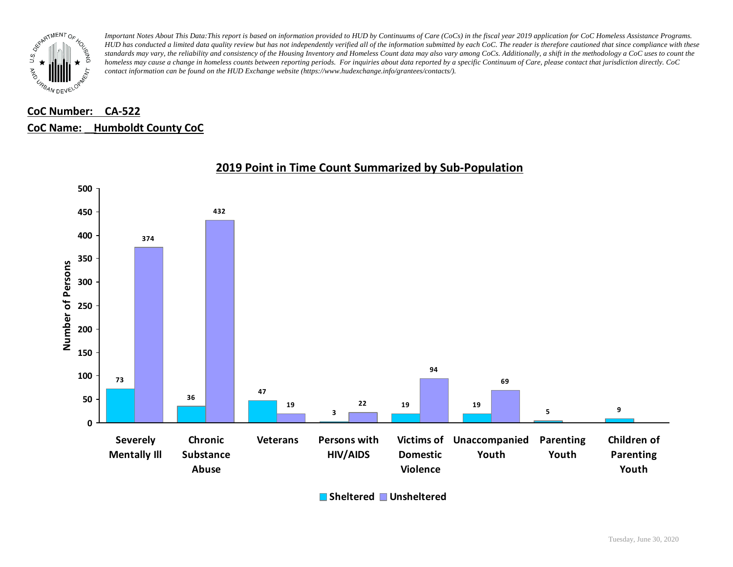*Important Notes About This Data:This report is based on information provided to HUD by Continuums of Care (CoCs) in the fiscal year 2019 application for CoC Homeless Assistance Programs. HUD has conducted a limited data quality review but has not independently verified all of the information submitted by each CoC. The reader is therefore cautioned that since compliance with these standards may vary, the reliability and consistency of the Housing Inventory and Homeless Count data may also vary among CoCs. Additionally, a shift in the methodology a CoC uses to count the homeless may cause a change in homeless counts between reporting periods. For inquiries about data reported by a specific Continuum of Care, please contact that jurisdiction directly. CoC contact information can be found on the HUD Exchange website (https://www.hudexchange.info/grantees/contacts/).*

**CoC Number: CA-522**

**CoC Name: Humboldt County CoC**

## 2019 Point in Time Count Summarized by Sub-Population

Number of Persons

500
450
400
350
300
250
200
150
100
50
0

73 374
36 432
47 19
3 22
19 94
19 69
5
9

Severely Mentally Ill
Chronic Substance Abuse
Veterans
Persons with HIV/AIDS
Victims of Domestic Violence
Unaccompanied Youth
Parenting Youth
Children of Parenting Youth

Sheltered Unsheltered

Tuesday, June 30, 2020